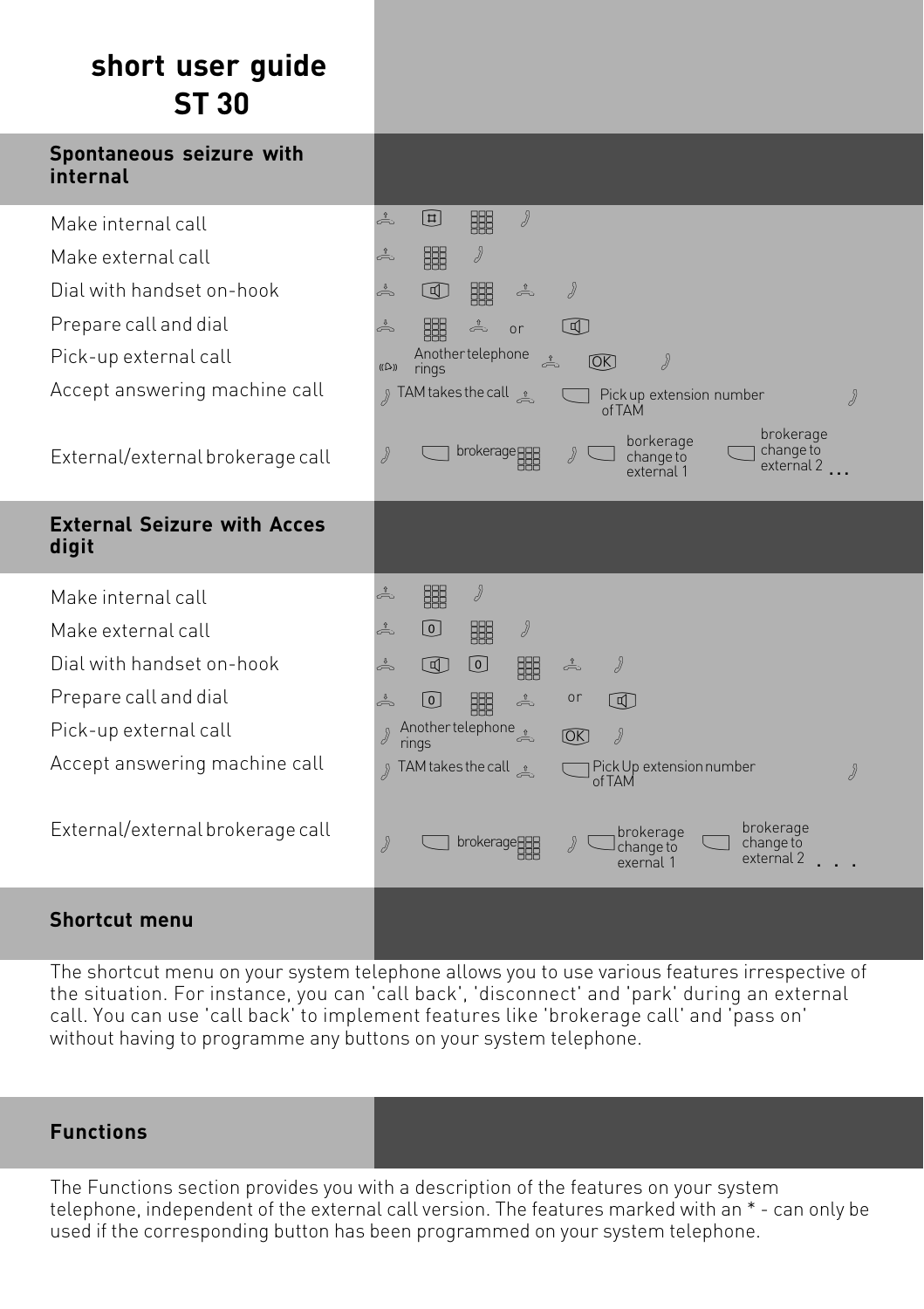# short user guide ST 30

## Spontaneous seizure with internal

| Function | Procedure |
|---|---|
| Make internal call | |
| Make external call | |
| Dial with handset on-hook | |
| Prepare call and dial | or |
| Pick-up external call | Another telephone rings OK |
| Accept answering machine call | TAM takes the call Pick up extension number of TAM |
| External/external brokerage call | brokerage borkerage change to external 1 brokerage change to external 2 ... |

## External Seizure with Acces digit

| Function | Procedure |
|---|---|
| Make internal call | |
| Make external call | 0 |
| Dial with handset on-hook | 0 |
| Prepare call and dial | 0 or |
| Pick-up external call | Another telephone rings OK |
| Accept answering machine call | TAM takes the call Pick Up extension number of TAM |
| External/external brokerage call | brokerage brokerage change to exernal 1 brokerage change to external 2 . . . |

## Shortcut menu

The shortcut menu on your system telephone allows you to use various features irrespective of the situation. For instance, you can 'call back', 'disconnect' and 'park' during an external call. You can use 'call back' to implement features like 'brokerage call' and 'pass on' without having to programme any buttons on your system telephone.

## Functions

The Functions section provides you with a description of the features on your system telephone, independent of the external call version. The features marked with an * - can only be used if the corresponding button has been programmed on your system telephone.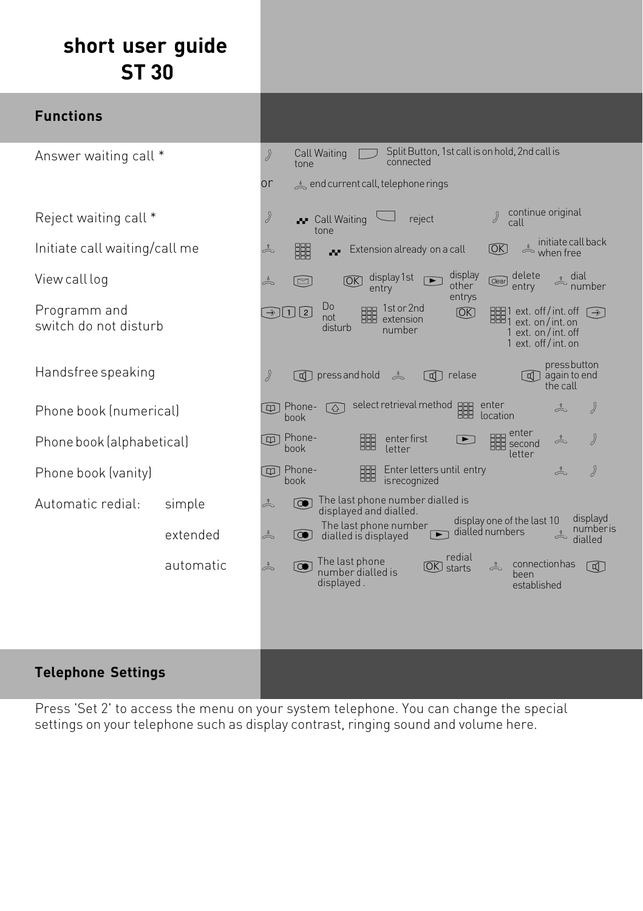# short user guide ST 30

## Functions

| Function | Procedure |
|---|---|
| Answer waiting call * | Call Waiting tone — Split Button, 1st call is on hold, 2nd call is connected |
| | or — end current call, telephone rings |
| Reject waiting call * | Call Waiting tone — reject — continue original call |
| Initiate call waiting/call me | Extension already on a call — OK — initiate call back when free |
| View call log | OK display 1st entry — display other entrys — Clear delete entry — dial number |
| Programm and switch do not disturb | 1 2 Do not disturb — 1st or 2nd extension number — OK — 1 ext. off / int. off, 1 ext. on / int. on, 1 ext. on / int. off, 1 ext. off / int. on |
| Handsfree speaking | press and hold — relase — press button again to end the call |
| Phone book (numerical) | Phone-book — select retrieval method — enter location |
| Phone book (alphabetical) | Phone-book — enter first letter — enter second letter |
| Phone book (vanity) | Phone-book — Enter letters until entry is recognized |
| Automatic redial: simple | The last phone number dialled is displayed and dialled. |
| extended | The last phone number dialled is displayed — display one of the last 10 dialled numbers — displayd number is dialled |
| automatic | The last phone number dialled is displayed . — OK redial starts — connection has been established |

## Telephone Settings

Press 'Set 2' to access the menu on your system telephone. You can change the special settings on your telephone such as display contrast, ringing sound and volume here.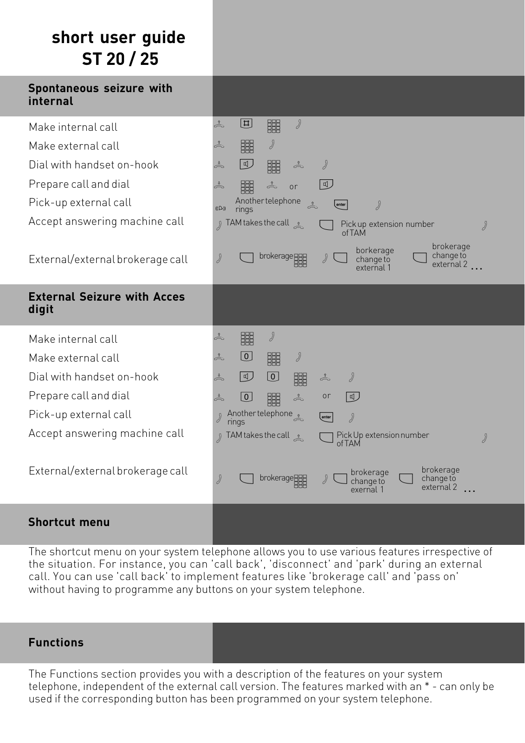# short user guide ST 20 / 25

## Spontaneous seizure with internal

| | |
|---|---|
| Make internal call | |
| Make external call | |
| Dial with handset on-hook | |
| Prepare call and dial | or |
| Pick-up external call | Another telephone rings |
| Accept answering machine call | TAM takes the call — Pick up extension number of TAM |
| External/external brokerage call | brokerage — borkerage change to external 1 — brokerage change to external 2 ... |

## External Seizure with Acces digit

| | |
|---|---|
| Make internal call | |
| Make external call | 0 |
| Dial with handset on-hook | 0 |
| Prepare call and dial | 0 or |
| Pick-up external call | Another telephone rings |
| Accept answering machine call | TAM takes the call — Pick Up extension number of TAM |
| External/external brokerage call | brokerage — brokerage change to exernal 1 — brokerage change to external 2 ... |

## Shortcut menu

The shortcut menu on your system telephone allows you to use various features irrespective of the situation. For instance, you can 'call back', 'disconnect' and 'park' during an external call. You can use 'call back' to implement features like 'brokerage call' and 'pass on' without having to programme any buttons on your system telephone.

## Functions

The Functions section provides you with a description of the features on your system telephone, independent of the external call version. The features marked with an * - can only be used if the corresponding button has been programmed on your system telephone.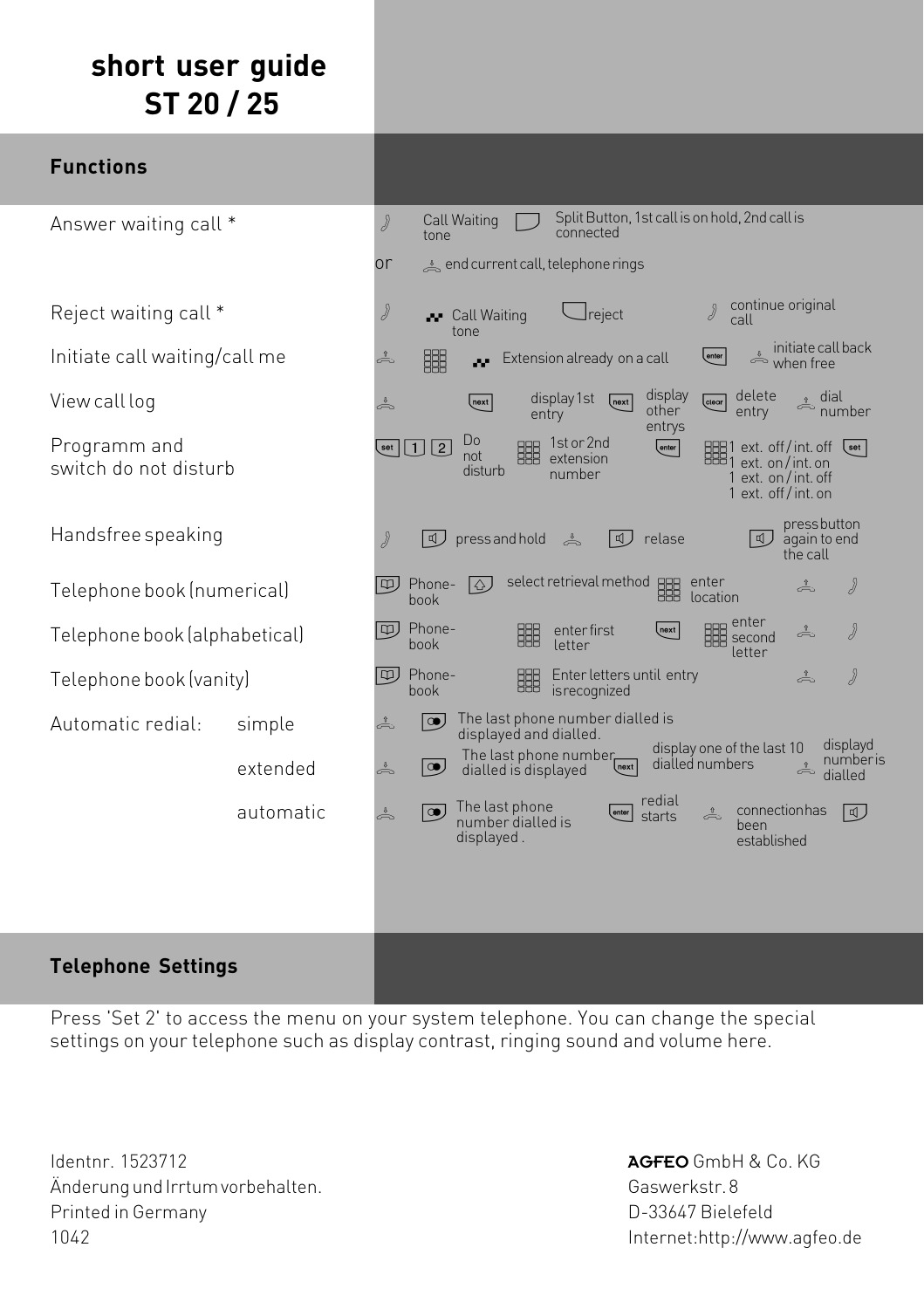# short user guide ST 20 / 25

## Functions

| Function | Procedure |
| --- | --- |
| Answer waiting call * | Call Waiting tone → Split Button, 1st call is on hold, 2nd call is connected<br>or end current call, telephone rings |
| Reject waiting call * | Call Waiting tone → reject → continue original call |
| Initiate call waiting/call me | Extension already on a call → enter → initiate call back when free |
| View call log | next → display 1st entry → next → display other entrys → clear → delete entry → dial number |
| Programm and switch do not disturb | set 1 2 → Do not disturb → 1st or 2nd extension number → enter → 1 ext. off / int. off<br>1 ext. on / int. on<br>1 ext. on / int. off<br>1 ext. off / int. on → set |
| Handsfree speaking | press and hold → relase → press button again to end the call |
| Telephone book (numerical) | Phone-book → select retrieval method → enter location |
| Telephone book (alphabetical) | Phone-book → enter first letter → next → enter second letter |
| Telephone book (vanity) | Phone-book → Enter letters until entry is recognized |
| Automatic redial: simple | The last phone number dialled is displayed and dialled. |
| extended | The last phone number dialled is displayed → next → display one of the last 10 dialled numbers → displayd number is dialled |
| automatic | The last phone number dialled is displayed. → enter → redial starts → connection has been established |

## Telephone Settings

Press 'Set 2' to access the menu on your system telephone. You can change the special settings on your telephone such as display contrast, ringing sound and volume here.

Identnr. 1523712
Änderung und Irrtum vorbehalten.
Printed in Germany
1042

AGFEO GmbH & Co. KG
Gaswerkstr. 8
D-33647 Bielefeld
Internet:http://www.agfeo.de